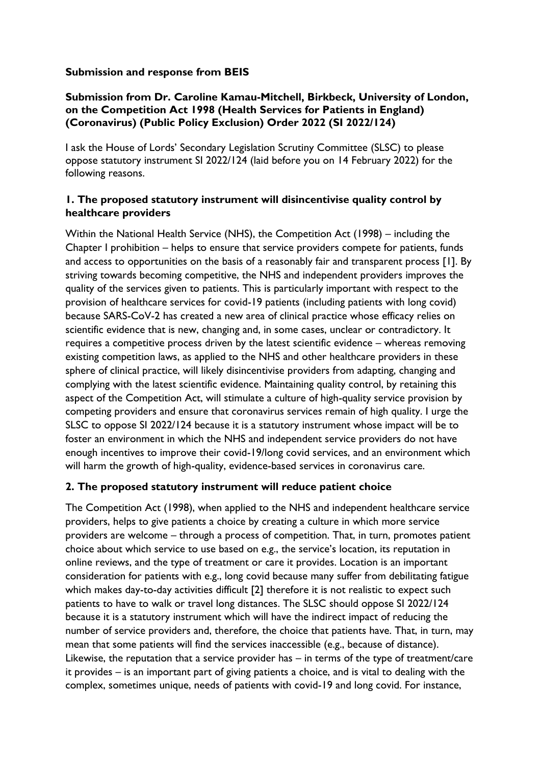**Submission and response from BEIS**

**Submission from Dr. Caroline Kamau-Mitchell, Birkbeck, University of London, on the Competition Act 1998 (Health Services for Patients in England) (Coronavirus) (Public Policy Exclusion) Order 2022 (SI 2022/124)**

I ask the House of Lords' Secondary Legislation Scrutiny Committee (SLSC) to please oppose statutory instrument SI 2022/124 (laid before you on 14 February 2022) for the following reasons.

## 1. The proposed statutory instrument will disincentivise quality control by healthcare providers

Within the National Health Service (NHS), the Competition Act (1998) – including the Chapter I prohibition – helps to ensure that service providers compete for patients, funds and access to opportunities on the basis of a reasonably fair and transparent process [1]. By striving towards becoming competitive, the NHS and independent providers improves the quality of the services given to patients. This is particularly important with respect to the provision of healthcare services for covid-19 patients (including patients with long covid) because SARS-CoV-2 has created a new area of clinical practice whose efficacy relies on scientific evidence that is new, changing and, in some cases, unclear or contradictory. It requires a competitive process driven by the latest scientific evidence – whereas removing existing competition laws, as applied to the NHS and other healthcare providers in these sphere of clinical practice, will likely disincentivise providers from adapting, changing and complying with the latest scientific evidence. Maintaining quality control, by retaining this aspect of the Competition Act, will stimulate a culture of high-quality service provision by competing providers and ensure that coronavirus services remain of high quality. I urge the SLSC to oppose SI 2022/124 because it is a statutory instrument whose impact will be to foster an environment in which the NHS and independent service providers do not have enough incentives to improve their covid-19/long covid services, and an environment which will harm the growth of high-quality, evidence-based services in coronavirus care.

## 2. The proposed statutory instrument will reduce patient choice

The Competition Act (1998), when applied to the NHS and independent healthcare service providers, helps to give patients a choice by creating a culture in which more service providers are welcome – through a process of competition. That, in turn, promotes patient choice about which service to use based on e.g., the service's location, its reputation in online reviews, and the type of treatment or care it provides. Location is an important consideration for patients with e.g., long covid because many suffer from debilitating fatigue which makes day-to-day activities difficult [2] therefore it is not realistic to expect such patients to have to walk or travel long distances. The SLSC should oppose SI 2022/124 because it is a statutory instrument which will have the indirect impact of reducing the number of service providers and, therefore, the choice that patients have. That, in turn, may mean that some patients will find the services inaccessible (e.g., because of distance). Likewise, the reputation that a service provider has – in terms of the type of treatment/care it provides – is an important part of giving patients a choice, and is vital to dealing with the complex, sometimes unique, needs of patients with covid-19 and long covid. For instance,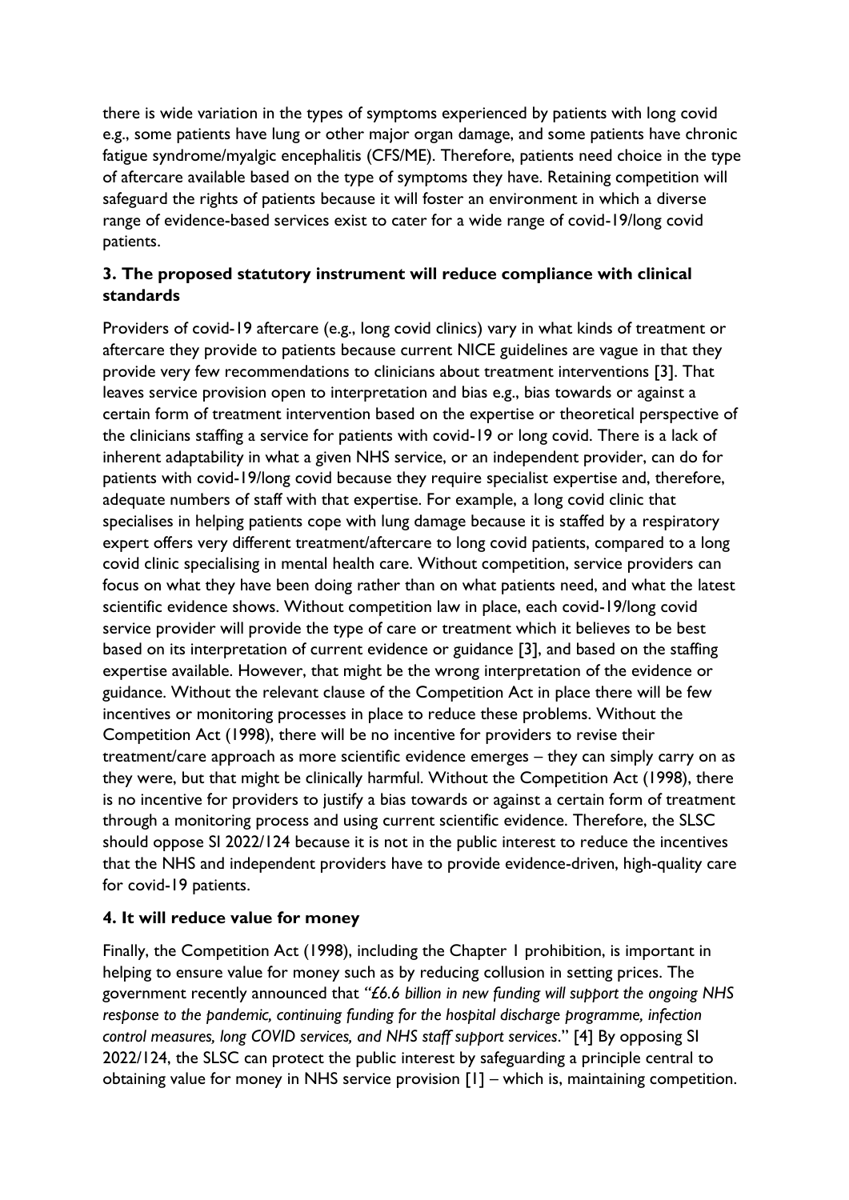there is wide variation in the types of symptoms experienced by patients with long covid e.g., some patients have lung or other major organ damage, and some patients have chronic fatigue syndrome/myalgic encephalitis (CFS/ME). Therefore, patients need choice in the type of aftercare available based on the type of symptoms they have. Retaining competition will safeguard the rights of patients because it will foster an environment in which a diverse range of evidence-based services exist to cater for a wide range of covid-19/long covid patients.

### 3. The proposed statutory instrument will reduce compliance with clinical standards

Providers of covid-19 aftercare (e.g., long covid clinics) vary in what kinds of treatment or aftercare they provide to patients because current NICE guidelines are vague in that they provide very few recommendations to clinicians about treatment interventions [3]. That leaves service provision open to interpretation and bias e.g., bias towards or against a certain form of treatment intervention based on the expertise or theoretical perspective of the clinicians staffing a service for patients with covid-19 or long covid. There is a lack of inherent adaptability in what a given NHS service, or an independent provider, can do for patients with covid-19/long covid because they require specialist expertise and, therefore, adequate numbers of staff with that expertise. For example, a long covid clinic that specialises in helping patients cope with lung damage because it is staffed by a respiratory expert offers very different treatment/aftercare to long covid patients, compared to a long covid clinic specialising in mental health care. Without competition, service providers can focus on what they have been doing rather than on what patients need, and what the latest scientific evidence shows. Without competition law in place, each covid-19/long covid service provider will provide the type of care or treatment which it believes to be best based on its interpretation of current evidence or guidance [3], and based on the staffing expertise available. However, that might be the wrong interpretation of the evidence or guidance. Without the relevant clause of the Competition Act in place there will be few incentives or monitoring processes in place to reduce these problems. Without the Competition Act (1998), there will be no incentive for providers to revise their treatment/care approach as more scientific evidence emerges – they can simply carry on as they were, but that might be clinically harmful. Without the Competition Act (1998), there is no incentive for providers to justify a bias towards or against a certain form of treatment through a monitoring process and using current scientific evidence. Therefore, the SLSC should oppose SI 2022/124 because it is not in the public interest to reduce the incentives that the NHS and independent providers have to provide evidence-driven, high-quality care for covid-19 patients.

### 4. It will reduce value for money

Finally, the Competition Act (1998), including the Chapter 1 prohibition, is important in helping to ensure value for money such as by reducing collusion in setting prices. The government recently announced that *"£6.6 billion in new funding will support the ongoing NHS response to the pandemic, continuing funding for the hospital discharge programme, infection control measures, long COVID services, and NHS staff support services."* [4] By opposing SI 2022/124, the SLSC can protect the public interest by safeguarding a principle central to obtaining value for money in NHS service provision [1] – which is, maintaining competition.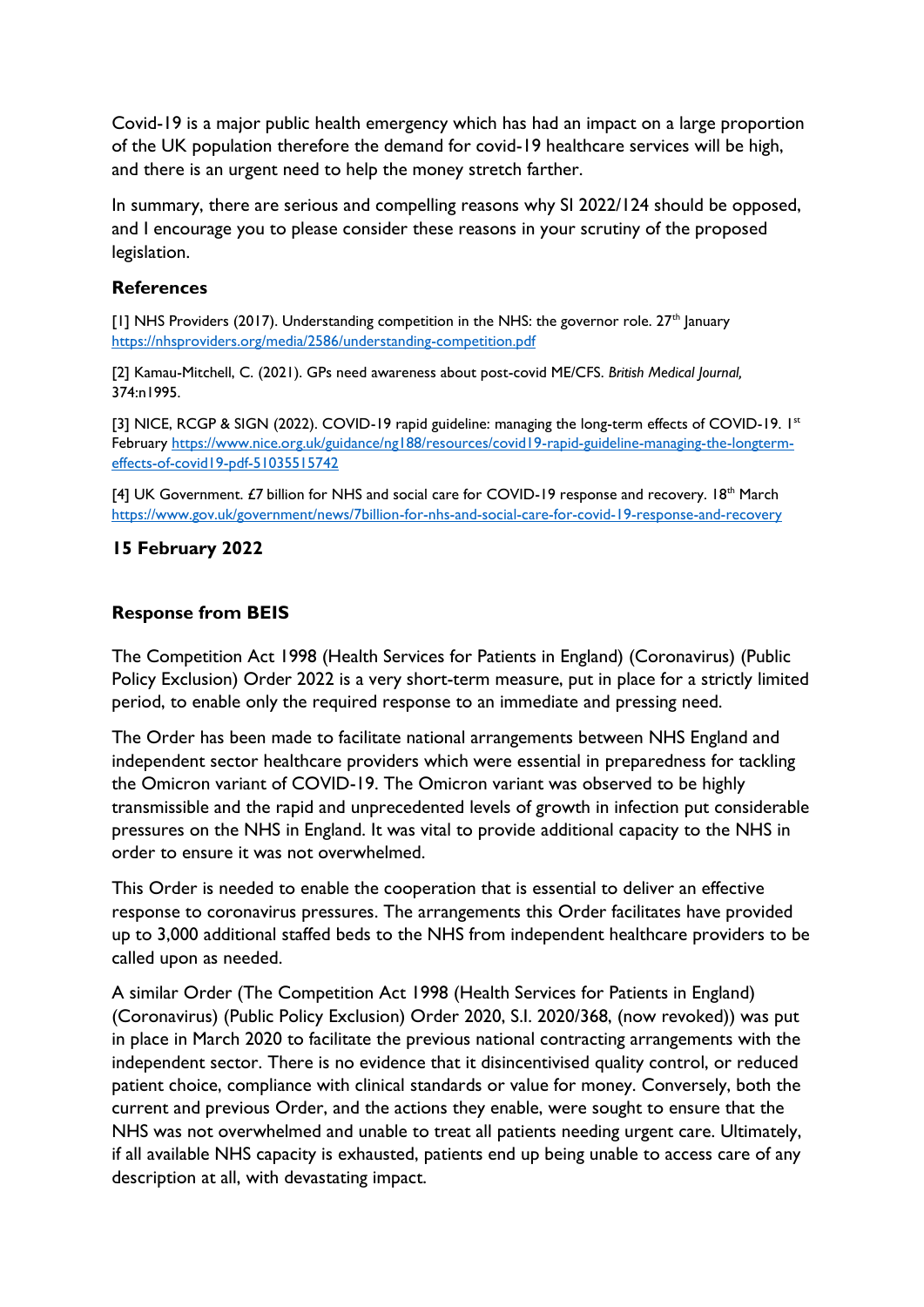Covid-19 is a major public health emergency which has had an impact on a large proportion of the UK population therefore the demand for covid-19 healthcare services will be high, and there is an urgent need to help the money stretch farther.

In summary, there are serious and compelling reasons why SI 2022/124 should be opposed, and I encourage you to please consider these reasons in your scrutiny of the proposed legislation.

## References

[1] NHS Providers (2017). Understanding competition in the NHS: the governor role. 27th January https://nhsproviders.org/media/2586/understanding-competition.pdf

[2] Kamau-Mitchell, C. (2021). GPs need awareness about post-covid ME/CFS. *British Medical Journal,* 374:n1995.

[3] NICE, RCGP & SIGN (2022). COVID-19 rapid guideline: managing the long-term effects of COVID-19. 1st February https://www.nice.org.uk/guidance/ng188/resources/covid19-rapid-guideline-managing-the-longterm-effects-of-covid19-pdf-51035515742

[4] UK Government. £7 billion for NHS and social care for COVID-19 response and recovery. 18th March https://www.gov.uk/government/news/7billion-for-nhs-and-social-care-for-covid-19-response-and-recovery

**15 February 2022**

## Response from BEIS

The Competition Act 1998 (Health Services for Patients in England) (Coronavirus) (Public Policy Exclusion) Order 2022 is a very short-term measure, put in place for a strictly limited period, to enable only the required response to an immediate and pressing need.

The Order has been made to facilitate national arrangements between NHS England and independent sector healthcare providers which were essential in preparedness for tackling the Omicron variant of COVID-19. The Omicron variant was observed to be highly transmissible and the rapid and unprecedented levels of growth in infection put considerable pressures on the NHS in England. It was vital to provide additional capacity to the NHS in order to ensure it was not overwhelmed.

This Order is needed to enable the cooperation that is essential to deliver an effective response to coronavirus pressures. The arrangements this Order facilitates have provided up to 3,000 additional staffed beds to the NHS from independent healthcare providers to be called upon as needed.

A similar Order (The Competition Act 1998 (Health Services for Patients in England) (Coronavirus) (Public Policy Exclusion) Order 2020, S.I. 2020/368, (now revoked)) was put in place in March 2020 to facilitate the previous national contracting arrangements with the independent sector. There is no evidence that it disincentivised quality control, or reduced patient choice, compliance with clinical standards or value for money. Conversely, both the current and previous Order, and the actions they enable, were sought to ensure that the NHS was not overwhelmed and unable to treat all patients needing urgent care. Ultimately, if all available NHS capacity is exhausted, patients end up being unable to access care of any description at all, with devastating impact.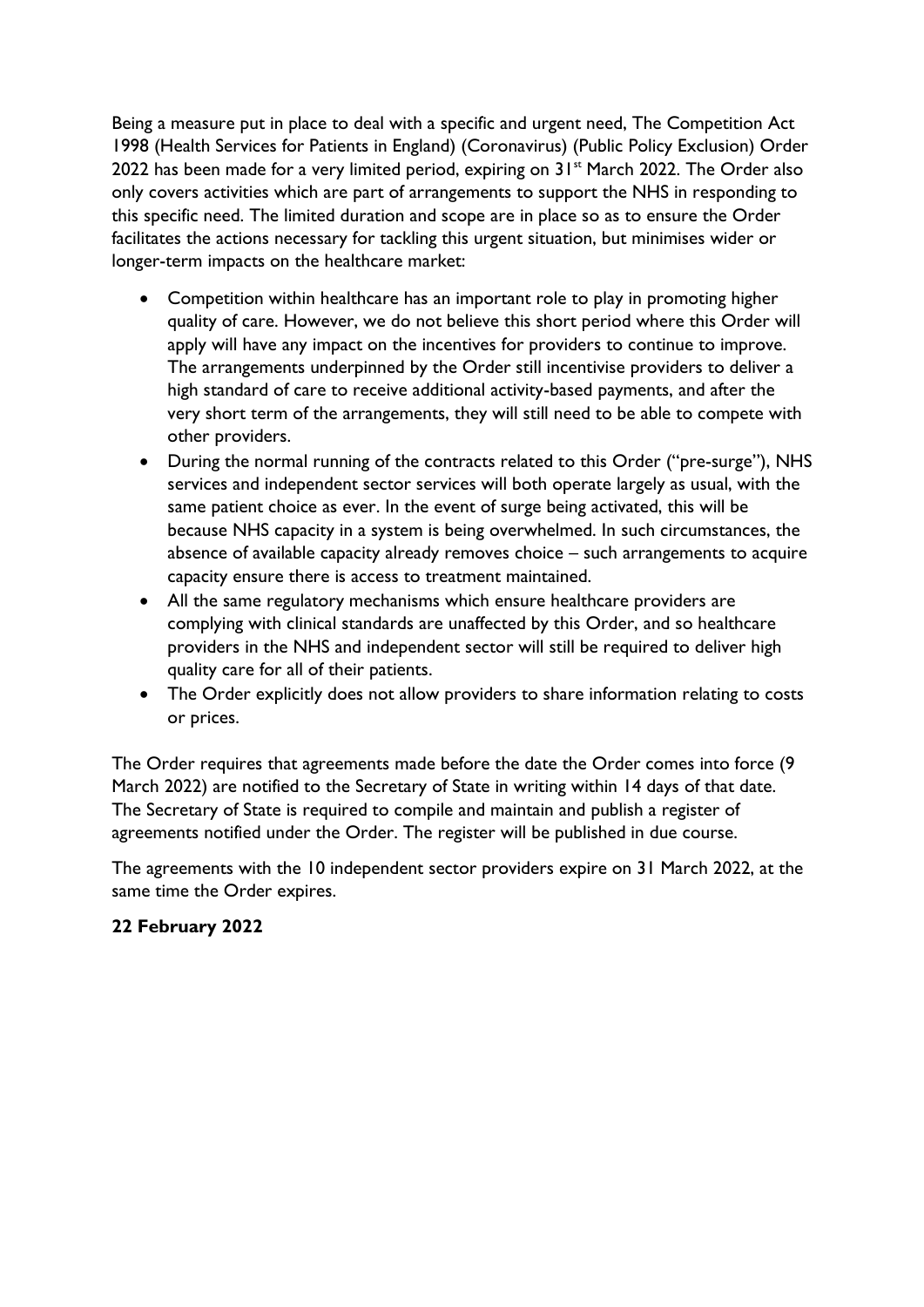Being a measure put in place to deal with a specific and urgent need, The Competition Act 1998 (Health Services for Patients in England) (Coronavirus) (Public Policy Exclusion) Order 2022 has been made for a very limited period, expiring on 31st March 2022. The Order also only covers activities which are part of arrangements to support the NHS in responding to this specific need. The limited duration and scope are in place so as to ensure the Order facilitates the actions necessary for tackling this urgent situation, but minimises wider or longer-term impacts on the healthcare market:

- Competition within healthcare has an important role to play in promoting higher quality of care. However, we do not believe this short period where this Order will apply will have any impact on the incentives for providers to continue to improve. The arrangements underpinned by the Order still incentivise providers to deliver a high standard of care to receive additional activity-based payments, and after the very short term of the arrangements, they will still need to be able to compete with other providers.
- During the normal running of the contracts related to this Order ("pre-surge"), NHS services and independent sector services will both operate largely as usual, with the same patient choice as ever. In the event of surge being activated, this will be because NHS capacity in a system is being overwhelmed. In such circumstances, the absence of available capacity already removes choice – such arrangements to acquire capacity ensure there is access to treatment maintained.
- All the same regulatory mechanisms which ensure healthcare providers are complying with clinical standards are unaffected by this Order, and so healthcare providers in the NHS and independent sector will still be required to deliver high quality care for all of their patients.
- The Order explicitly does not allow providers to share information relating to costs or prices.

The Order requires that agreements made before the date the Order comes into force (9 March 2022) are notified to the Secretary of State in writing within 14 days of that date. The Secretary of State is required to compile and maintain and publish a register of agreements notified under the Order. The register will be published in due course.

The agreements with the 10 independent sector providers expire on 31 March 2022, at the same time the Order expires.

**22 February 2022**